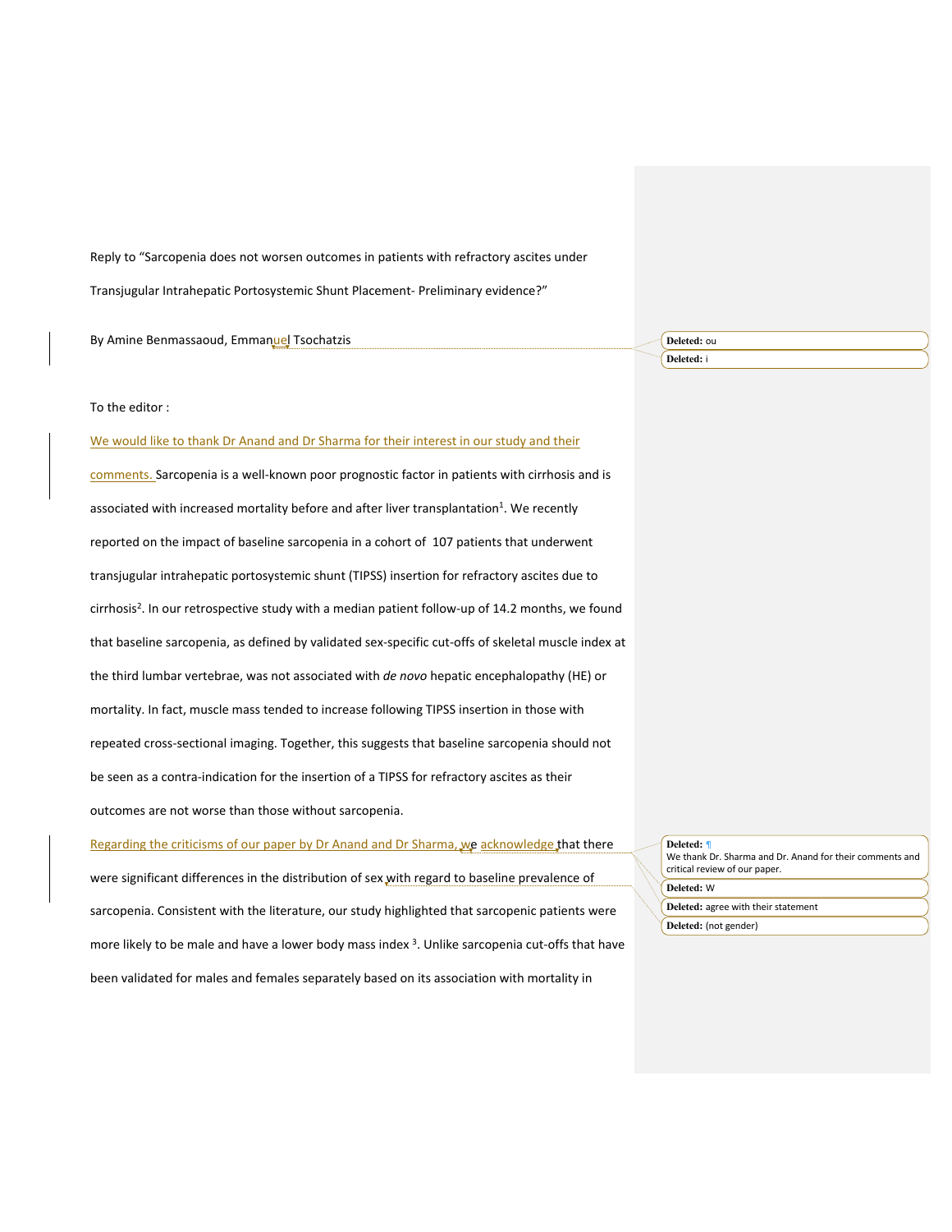Reply to "Sarcopenia does not worsen outcomes in patients with refractory ascites under Transjugular Intrahepatic Portosystemic Shunt Placement- Preliminary evidence?"

By Amine Benmassaoud, Emmanuel Tsochatzis

To the editor :

We would like to thank Dr Anand and Dr Sharma for their interest in our study and their comments. Sarcopenia is a well-known poor prognostic factor in patients with cirrhosis and is associated with increased mortality before and after liver transplantation[1]. We recently reported on the impact of baseline sarcopenia in a cohort of 107 patients that underwent transjugular intrahepatic portosystemic shunt (TIPSS) insertion for refractory ascites due to cirrhosis[2]. In our retrospective study with a median patient follow-up of 14.2 months, we found that baseline sarcopenia, as defined by validated sex-specific cut-offs of skeletal muscle index at the third lumbar vertebrae, was not associated with *de novo* hepatic encephalopathy (HE) or mortality. In fact, muscle mass tended to increase following TIPSS insertion in those with repeated cross-sectional imaging. Together, this suggests that baseline sarcopenia should not be seen as a contra-indication for the insertion of a TIPSS for refractory ascites as their outcomes are not worse than those without sarcopenia.

Regarding the criticisms of our paper by Dr Anand and Dr Sharma, we acknowledge that there were significant differences in the distribution of sex with regard to baseline prevalence of sarcopenia. Consistent with the literature, our study highlighted that sarcopenic patients were more likely to be male and have a lower body mass index [3]. Unlike sarcopenia cut-offs that have been validated for males and females separately based on its association with mortality in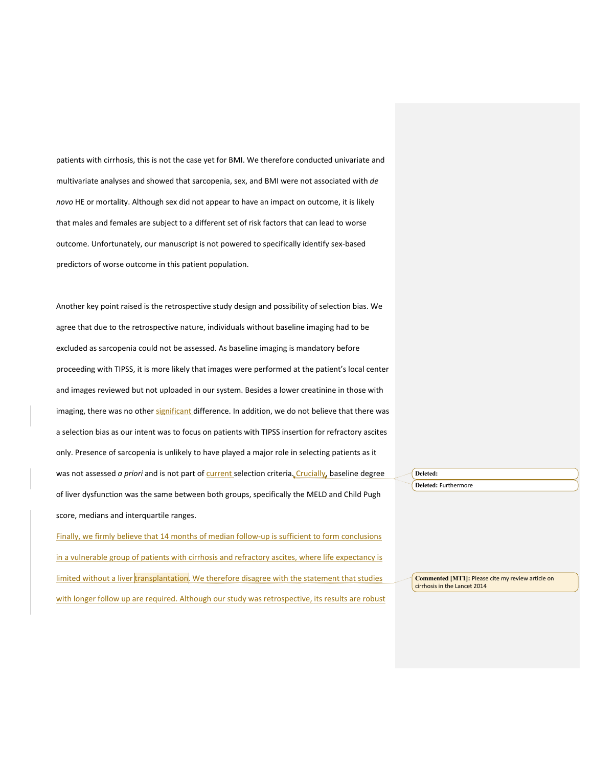patients with cirrhosis, this is not the case yet for BMI. We therefore conducted univariate and multivariate analyses and showed that sarcopenia, sex, and BMI were not associated with *de novo* HE or mortality. Although sex did not appear to have an impact on outcome, it is likely that males and females are subject to a different set of risk factors that can lead to worse outcome. Unfortunately, our manuscript is not powered to specifically identify sex-based predictors of worse outcome in this patient population.

Another key point raised is the retrospective study design and possibility of selection bias. We agree that due to the retrospective nature, individuals without baseline imaging had to be excluded as sarcopenia could not be assessed. As baseline imaging is mandatory before proceeding with TIPSS, it is more likely that images were performed at the patient's local center and images reviewed but not uploaded in our system. Besides a lower creatinine in those with imaging, there was no other significant difference. In addition, we do not believe that there was a selection bias as our intent was to focus on patients with TIPSS insertion for refractory ascites only. Presence of sarcopenia is unlikely to have played a major role in selecting patients as it was not assessed *a priori* and is not part of current selection criteria. Crucially, baseline degree of liver dysfunction was the same between both groups, specifically the MELD and Child Pugh score, medians and interquartile ranges.

Finally, we firmly believe that 14 months of median follow-up is sufficient to form conclusions in a vulnerable group of patients with cirrhosis and refractory ascites, where life expectancy is limited without a liver transplantation. We therefore disagree with the statement that studies with longer follow up are required. Although our study was retrospective, its results are robust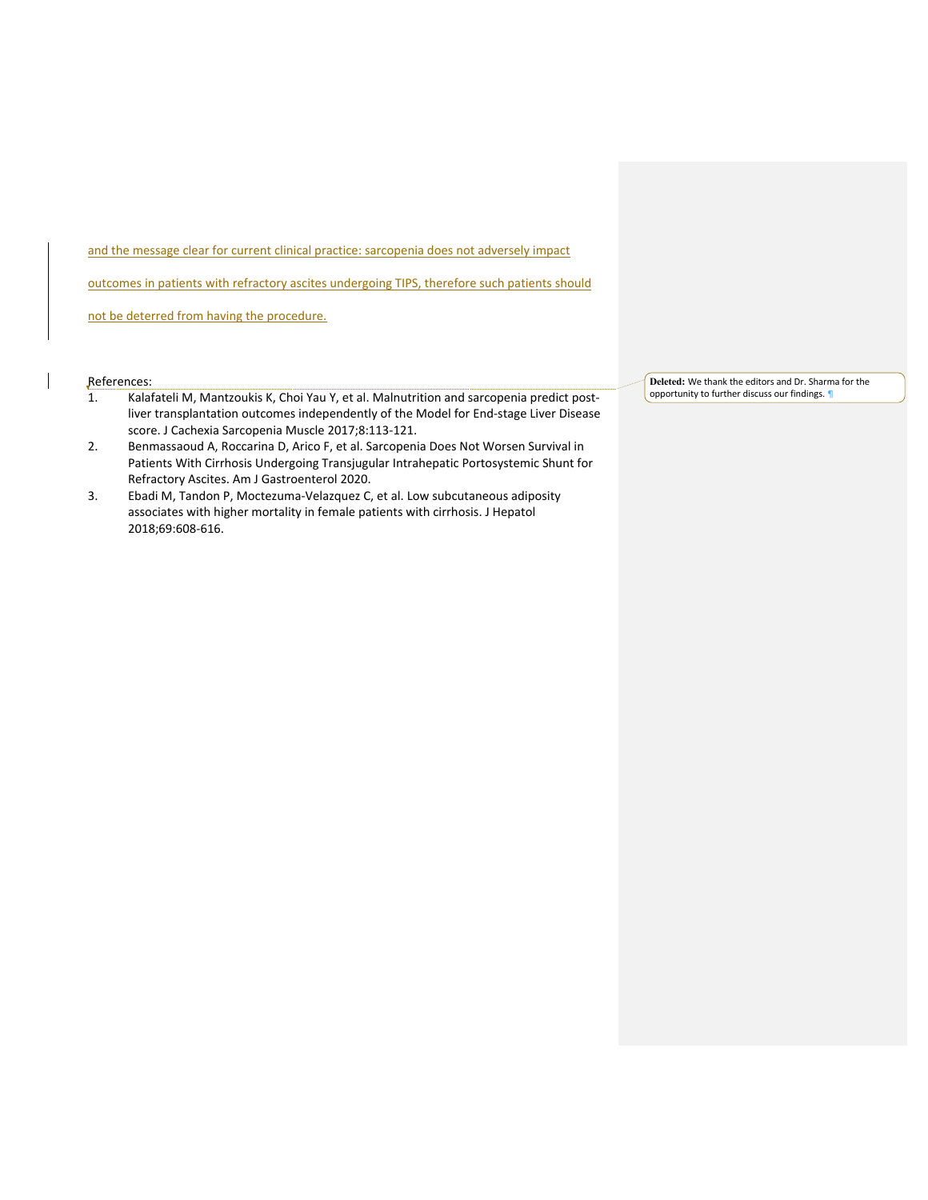and the message clear for current clinical practice: sarcopenia does not adversely impact outcomes in patients with refractory ascites undergoing TIPS, therefore such patients should not be deterred from having the procedure.

References:

1. Kalafateli M, Mantzoukis K, Choi Yau Y, et al. Malnutrition and sarcopenia predict post-liver transplantation outcomes independently of the Model for End-stage Liver Disease score. J Cachexia Sarcopenia Muscle 2017;8:113-121.
2. Benmassaoud A, Roccarina D, Arico F, et al. Sarcopenia Does Not Worsen Survival in Patients With Cirrhosis Undergoing Transjugular Intrahepatic Portosystemic Shunt for Refractory Ascites. Am J Gastroenterol 2020.
3. Ebadi M, Tandon P, Moctezuma-Velazquez C, et al. Low subcutaneous adiposity associates with higher mortality in female patients with cirrhosis. J Hepatol 2018;69:608-616.

**Deleted:** We thank the editors and Dr. Sharma for the opportunity to further discuss our findings.